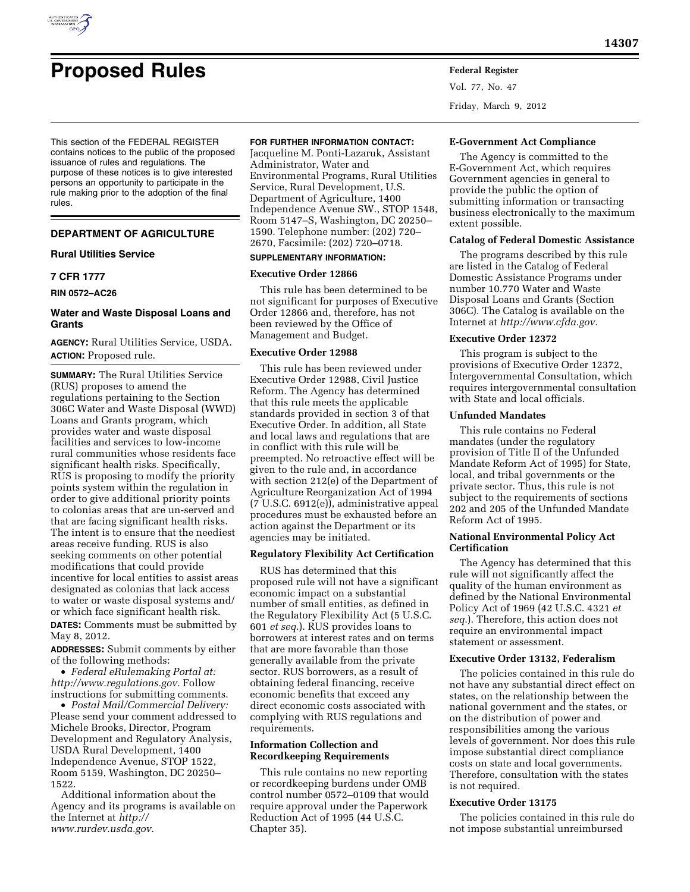# Proposed Rules

This section of the FEDERAL REGISTER contains notices to the public of the proposed issuance of rules and regulations. The purpose of these notices is to give interested persons an opportunity to participate in the rule making prior to the adoption of the final rules.

## DEPARTMENT OF AGRICULTURE

### Rural Utilities Service

### 7 CFR 1777

**RIN 0572–AC26**

### Water and Waste Disposal Loans and Grants

**AGENCY:** Rural Utilities Service, USDA.

**ACTION:** Proposed rule.

**SUMMARY:** The Rural Utilities Service (RUS) proposes to amend the regulations pertaining to the Section 306C Water and Waste Disposal (WWD) Loans and Grants program, which provides water and waste disposal facilities and services to low-income rural communities whose residents face significant health risks. Specifically, RUS is proposing to modify the priority points system within the regulation in order to give additional priority points to colonias areas that are un-served and that are facing significant health risks. The intent is to ensure that the neediest areas receive funding. RUS is also seeking comments on other potential modifications that could provide incentive for local entities to assist areas designated as colonias that lack access to water or waste disposal systems and/or which face significant health risk.

**DATES:** Comments must be submitted by May 8, 2012.

**ADDRESSES:** Submit comments by either of the following methods:

- *Federal eRulemaking Portal at: http://www.regulations.gov.* Follow instructions for submitting comments.
- *Postal Mail/Commercial Delivery:* Please send your comment addressed to Michele Brooks, Director, Program Development and Regulatory Analysis, USDA Rural Development, 1400 Independence Avenue, STOP 1522, Room 5159, Washington, DC 20250–1522.

Additional information about the Agency and its programs is available on the Internet at *http://www.rurdev.usda.gov.*

**FOR FURTHER INFORMATION CONTACT:** Jacqueline M. Ponti-Lazaruk, Assistant Administrator, Water and Environmental Programs, Rural Utilities Service, Rural Development, U.S. Department of Agriculture, 1400 Independence Avenue SW., STOP 1548, Room 5147–S, Washington, DC 20250–1590. Telephone number: (202) 720–2670, Facsimile: (202) 720–0718.

**SUPPLEMENTARY INFORMATION:**

#### Executive Order 12866

This rule has been determined to be not significant for purposes of Executive Order 12866 and, therefore, has not been reviewed by the Office of Management and Budget.

#### Executive Order 12988

This rule has been reviewed under Executive Order 12988, Civil Justice Reform. The Agency has determined that this rule meets the applicable standards provided in section 3 of that Executive Order. In addition, all State and local laws and regulations that are in conflict with this rule will be preempted. No retroactive effect will be given to the rule and, in accordance with section 212(e) of the Department of Agriculture Reorganization Act of 1994 (7 U.S.C. 6912(e)), administrative appeal procedures must be exhausted before an action against the Department or its agencies may be initiated.

#### Regulatory Flexibility Act Certification

RUS has determined that this proposed rule will not have a significant economic impact on a substantial number of small entities, as defined in the Regulatory Flexibility Act (5 U.S.C. 601 *et seq.*). RUS provides loans to borrowers at interest rates and on terms that are more favorable than those generally available from the private sector. RUS borrowers, as a result of obtaining federal financing, receive economic benefits that exceed any direct economic costs associated with complying with RUS regulations and requirements.

#### Information Collection and Recordkeeping Requirements

This rule contains no new reporting or recordkeeping burdens under OMB control number 0572–0109 that would require approval under the Paperwork Reduction Act of 1995 (44 U.S.C. Chapter 35).

#### E-Government Act Compliance

The Agency is committed to the E-Government Act, which requires Government agencies in general to provide the public the option of submitting information or transacting business electronically to the maximum extent possible.

#### Catalog of Federal Domestic Assistance

The programs described by this rule are listed in the Catalog of Federal Domestic Assistance Programs under number 10.770 Water and Waste Disposal Loans and Grants (Section 306C). The Catalog is available on the Internet at *http://www.cfda.gov.*

#### Executive Order 12372

This program is subject to the provisions of Executive Order 12372, Intergovernmental Consultation, which requires intergovernmental consultation with State and local officials.

#### Unfunded Mandates

This rule contains no Federal mandates (under the regulatory provision of Title II of the Unfunded Mandate Reform Act of 1995) for State, local, and tribal governments or the private sector. Thus, this rule is not subject to the requirements of sections 202 and 205 of the Unfunded Mandate Reform Act of 1995.

#### National Environmental Policy Act Certification

The Agency has determined that this rule will not significantly affect the quality of the human environment as defined by the National Environmental Policy Act of 1969 (42 U.S.C. 4321 *et seq.*). Therefore, this action does not require an environmental impact statement or assessment.

#### Executive Order 13132, Federalism

The policies contained in this rule do not have any substantial direct effect on states, on the relationship between the national government and the states, or on the distribution of power and responsibilities among the various levels of government. Nor does this rule impose substantial direct compliance costs on state and local governments. Therefore, consultation with the states is not required.

#### Executive Order 13175

The policies contained in this rule do not impose substantial unreimbursed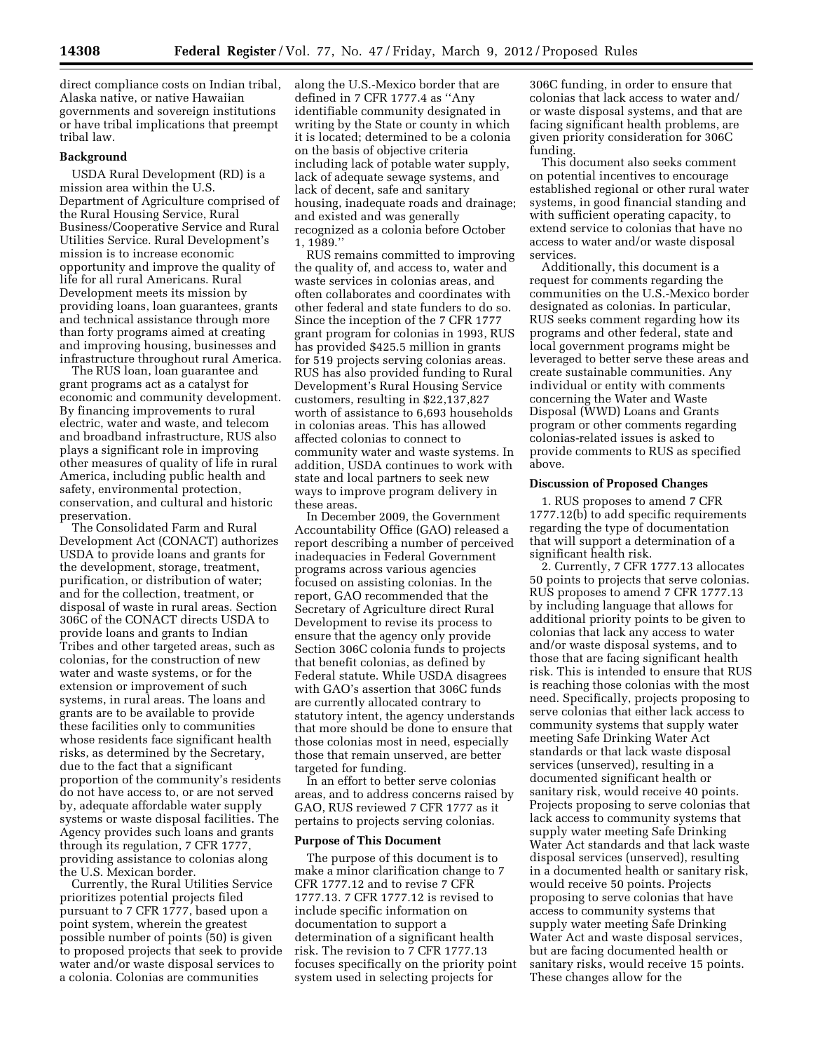direct compliance costs on Indian tribal, Alaska native, or native Hawaiian governments and sovereign institutions or have tribal implications that preempt tribal law.

**Background**

USDA Rural Development (RD) is a mission area within the U.S. Department of Agriculture comprised of the Rural Housing Service, Rural Business/Cooperative Service and Rural Utilities Service. Rural Development's mission is to increase economic opportunity and improve the quality of life for all rural Americans. Rural Development meets its mission by providing loans, loan guarantees, grants and technical assistance through more than forty programs aimed at creating and improving housing, businesses and infrastructure throughout rural America.

The RUS loan, loan guarantee and grant programs act as a catalyst for economic and community development. By financing improvements to rural electric, water and waste, and telecom and broadband infrastructure, RUS also plays a significant role in improving other measures of quality of life in rural America, including public health and safety, environmental protection, conservation, and cultural and historic preservation.

The Consolidated Farm and Rural Development Act (CONACT) authorizes USDA to provide loans and grants for the development, storage, treatment, purification, or distribution of water; and for the collection, treatment, or disposal of waste in rural areas. Section 306C of the CONACT directs USDA to provide loans and grants to Indian Tribes and other targeted areas, such as colonias, for the construction of new water and waste systems, or for the extension or improvement of such systems, in rural areas. The loans and grants are to be available to provide these facilities only to communities whose residents face significant health risks, as determined by the Secretary, due to the fact that a significant proportion of the community's residents do not have access to, or are not served by, adequate affordable water supply systems or waste disposal facilities. The Agency provides such loans and grants through its regulation, 7 CFR 1777, providing assistance to colonias along the U.S. Mexican border.

Currently, the Rural Utilities Service prioritizes potential projects filed pursuant to 7 CFR 1777, based upon a point system, wherein the greatest possible number of points (50) is given to proposed projects that seek to provide water and/or waste disposal services to a colonia. Colonias are communities along the U.S.-Mexico border that are defined in 7 CFR 1777.4 as "Any identifiable community designated in writing by the State or county in which it is located; determined to be a colonia on the basis of objective criteria including lack of potable water supply, lack of adequate sewage systems, and lack of decent, safe and sanitary housing, inadequate roads and drainage; and existed and was generally recognized as a colonia before October 1, 1989."

RUS remains committed to improving the quality of, and access to, water and waste services in colonias areas, and often collaborates and coordinates with other federal and state funders to do so. Since the inception of the 7 CFR 1777 grant program for colonias in 1993, RUS has provided $425.5 million in grants for 519 projects serving colonias areas. RUS has also provided funding to Rural Development's Rural Housing Service customers, resulting in $22,137,827 worth of assistance to 6,693 households in colonias areas. This has allowed affected colonias to connect to community water and waste systems. In addition, USDA continues to work with state and local partners to seek new ways to improve program delivery in these areas.

In December 2009, the Government Accountability Office (GAO) released a report describing a number of perceived inadequacies in Federal Government programs across various agencies focused on assisting colonias. In the report, GAO recommended that the Secretary of Agriculture direct Rural Development to revise its process to ensure that the agency only provide Section 306C colonia funds to projects that benefit colonias, as defined by Federal statute. While USDA disagrees with GAO's assertion that 306C funds are currently allocated contrary to statutory intent, the agency understands that more should be done to ensure that those colonias most in need, especially those that remain unserved, are better targeted for funding.

In an effort to better serve colonias areas, and to address concerns raised by GAO, RUS reviewed 7 CFR 1777 as it pertains to projects serving colonias.

**Purpose of This Document**

The purpose of this document is to make a minor clarification change to 7 CFR 1777.12 and to revise 7 CFR 1777.13. 7 CFR 1777.12 is revised to include specific information on documentation to support a determination of a significant health risk. The revision to 7 CFR 1777.13 focuses specifically on the priority point system used in selecting projects for 306C funding, in order to ensure that colonias that lack access to water and/or waste disposal systems, and that are facing significant health problems, are given priority consideration for 306C funding.

This document also seeks comment on potential incentives to encourage established regional or other rural water systems, in good financial standing and with sufficient operating capacity, to extend service to colonias that have no access to water and/or waste disposal services.

Additionally, this document is a request for comments regarding the communities on the U.S.-Mexico border designated as colonias. In particular, RUS seeks comment regarding how its programs and other federal, state and local government programs might be leveraged to better serve these areas and create sustainable communities. Any individual or entity with comments concerning the Water and Waste Disposal (WWD) Loans and Grants program or other comments regarding colonias-related issues is asked to provide comments to RUS as specified above.

**Discussion of Proposed Changes**

1. RUS proposes to amend 7 CFR 1777.12(b) to add specific requirements regarding the type of documentation that will support a determination of a significant health risk.

2. Currently, 7 CFR 1777.13 allocates 50 points to projects that serve colonias. RUS proposes to amend 7 CFR 1777.13 by including language that allows for additional priority points to be given to colonias that lack any access to water and/or waste disposal systems, and to those that are facing significant health risk. This is intended to ensure that RUS is reaching those colonias with the most need. Specifically, projects proposing to serve colonias that either lack access to community systems that supply water meeting Safe Drinking Water Act standards or that lack waste disposal services (unserved), resulting in a documented significant health or sanitary risk, would receive 40 points. Projects proposing to serve colonias that lack access to community systems that supply water meeting Safe Drinking Water Act standards and that lack waste disposal services (unserved), resulting in a documented health or sanitary risk, would receive 50 points. Projects proposing to serve colonias that have access to community systems that supply water meeting Safe Drinking Water Act and waste disposal services, but are facing documented health or sanitary risks, would receive 15 points. These changes allow for the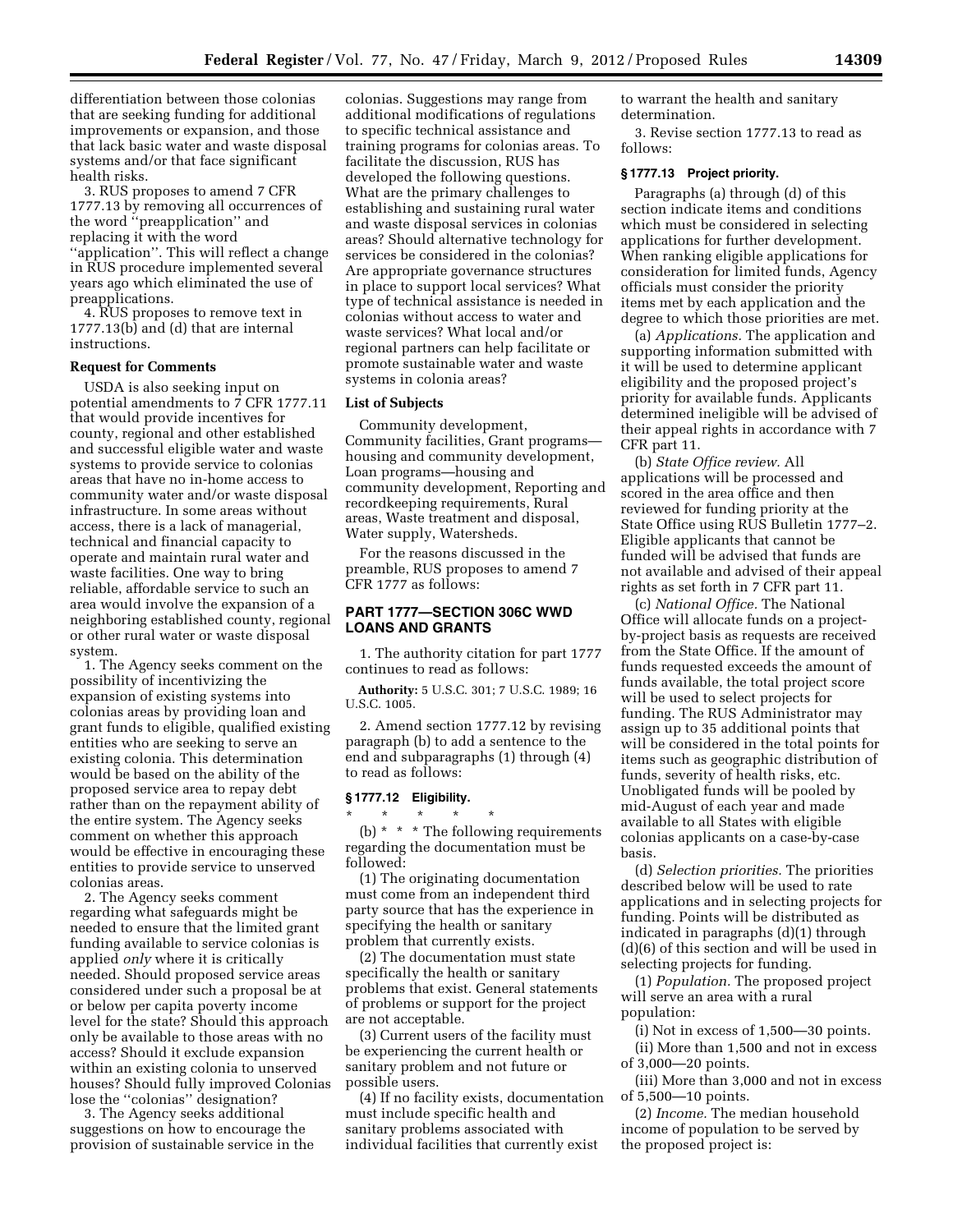differentiation between those colonias that are seeking funding for additional improvements or expansion, and those that lack basic water and waste disposal systems and/or that face significant health risks.

3. RUS proposes to amend 7 CFR 1777.13 by removing all occurrences of the word ''preapplication'' and replacing it with the word ''application''. This will reflect a change in RUS procedure implemented several years ago which eliminated the use of preapplications.

4. RUS proposes to remove text in 1777.13(b) and (d) that are internal instructions.

## Request for Comments

USDA is also seeking input on potential amendments to 7 CFR 1777.11 that would provide incentives for county, regional and other established and successful eligible water and waste systems to provide service to colonias areas that have no in-home access to community water and/or waste disposal infrastructure. In some areas without access, there is a lack of managerial, technical and financial capacity to operate and maintain rural water and waste facilities. One way to bring reliable, affordable service to such an area would involve the expansion of a neighboring established county, regional or other rural water or waste disposal system.

1. The Agency seeks comment on the possibility of incentivizing the expansion of existing systems into colonias areas by providing loan and grant funds to eligible, qualified existing entities who are seeking to serve an existing colonia. This determination would be based on the ability of the proposed service area to repay debt rather than on the repayment ability of the entire system. The Agency seeks comment on whether this approach would be effective in encouraging these entities to provide service to unserved colonias areas.

2. The Agency seeks comment regarding what safeguards might be needed to ensure that the limited grant funding available to service colonias is applied *only* where it is critically needed. Should proposed service areas considered under such a proposal be at or below per capita poverty income level for the state? Should this approach only be available to those areas with no access? Should it exclude expansion within an existing colonia to unserved houses? Should fully improved Colonias lose the ''colonias'' designation?

3. The Agency seeks additional suggestions on how to encourage the provision of sustainable service in the colonias. Suggestions may range from additional modifications of regulations to specific technical assistance and training programs for colonias areas. To facilitate the discussion, RUS has developed the following questions. What are the primary challenges to establishing and sustaining rural water and waste disposal services in colonias areas? Should alternative technology for services be considered in the colonias? Are appropriate governance structures in place to support local services? What type of technical assistance is needed in colonias without access to water and waste services? What local and/or regional partners can help facilitate or promote sustainable water and waste systems in colonia areas?

## List of Subjects

Community development, Community facilities, Grant programs—housing and community development, Loan programs—housing and community development, Reporting and recordkeeping requirements, Rural areas, Waste treatment and disposal, Water supply, Watersheds.

For the reasons discussed in the preamble, RUS proposes to amend 7 CFR 1777 as follows:

## PART 1777—SECTION 306C WWD LOANS AND GRANTS

1. The authority citation for part 1777 continues to read as follows:

**Authority:** 5 U.S.C. 301; 7 U.S.C. 1989; 16 U.S.C. 1005.

2. Amend section 1777.12 by revising paragraph (b) to add a sentence to the end and subparagraphs (1) through (4) to read as follows:

### § 1777.12 Eligibility.

\* \* \* \* \*

(b) \* \* \* The following requirements regarding the documentation must be followed:

(1) The originating documentation must come from an independent third party source that has the experience in specifying the health or sanitary problem that currently exists.

(2) The documentation must state specifically the health or sanitary problems that exist. General statements of problems or support for the project are not acceptable.

(3) Current users of the facility must be experiencing the current health or sanitary problem and not future or possible users.

(4) If no facility exists, documentation must include specific health and sanitary problems associated with individual facilities that currently exist to warrant the health and sanitary determination.

3. Revise section 1777.13 to read as follows:

### § 1777.13 Project priority.

Paragraphs (a) through (d) of this section indicate items and conditions which must be considered in selecting applications for further development. When ranking eligible applications for consideration for limited funds, Agency officials must consider the priority items met by each application and the degree to which those priorities are met.

(a) *Applications.* The application and supporting information submitted with it will be used to determine applicant eligibility and the proposed project's priority for available funds. Applicants determined ineligible will be advised of their appeal rights in accordance with 7 CFR part 11.

(b) *State Office review.* All applications will be processed and scored in the area office and then reviewed for funding priority at the State Office using RUS Bulletin 1777–2. Eligible applicants that cannot be funded will be advised that funds are not available and advised of their appeal rights as set forth in 7 CFR part 11.

(c) *National Office.* The National Office will allocate funds on a project-by-project basis as requests are received from the State Office. If the amount of funds requested exceeds the amount of funds available, the total project score will be used to select projects for funding. The RUS Administrator may assign up to 35 additional points that will be considered in the total points for items such as geographic distribution of funds, severity of health risks, etc. Unobligated funds will be pooled by mid-August of each year and made available to all States with eligible colonias applicants on a case-by-case basis.

(d) *Selection priorities.* The priorities described below will be used to rate applications and in selecting projects for funding. Points will be distributed as indicated in paragraphs (d)(1) through (d)(6) of this section and will be used in selecting projects for funding.

(1) *Population.* The proposed project will serve an area with a rural population:

(i) Not in excess of 1,500—30 points.

(ii) More than 1,500 and not in excess of 3,000—20 points.

(iii) More than 3,000 and not in excess of 5,500—10 points.

(2) *Income.* The median household income of population to be served by the proposed project is: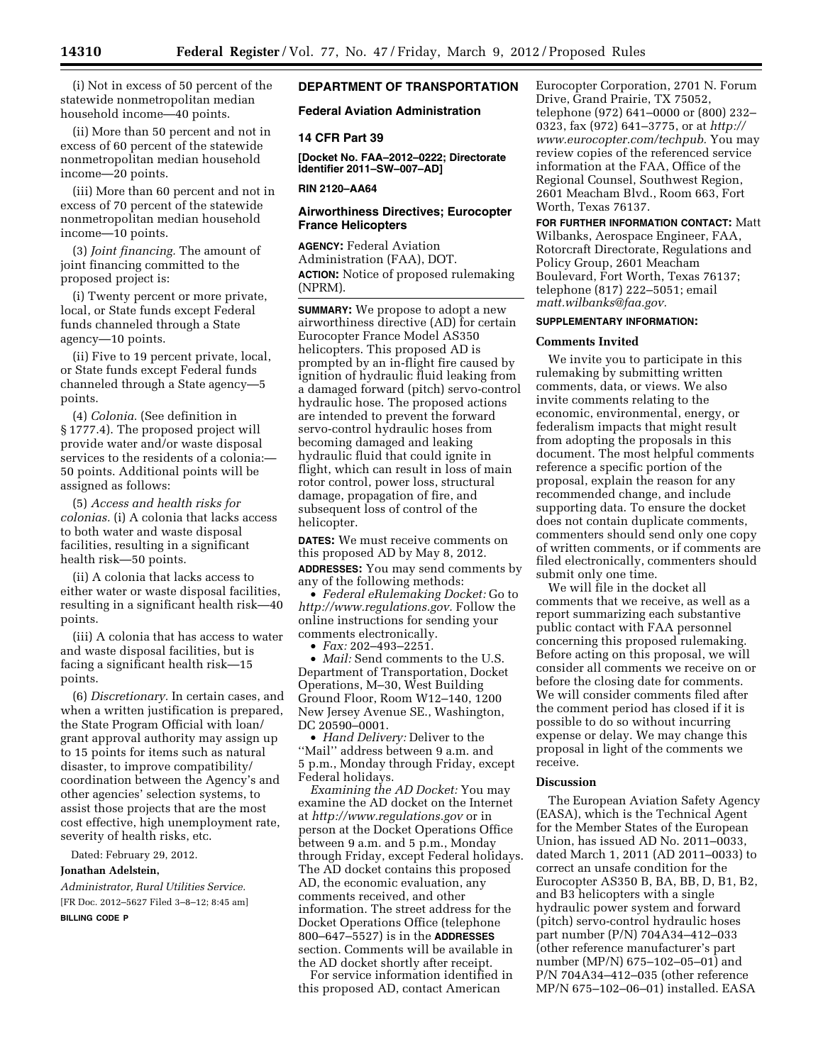(i) Not in excess of 50 percent of the statewide nonmetropolitan median household income—40 points.

(ii) More than 50 percent and not in excess of 60 percent of the statewide nonmetropolitan median household income—20 points.

(iii) More than 60 percent and not in excess of 70 percent of the statewide nonmetropolitan median household income—10 points.

(3) *Joint financing.* The amount of joint financing committed to the proposed project is:

(i) Twenty percent or more private, local, or State funds except Federal funds channeled through a State agency—10 points.

(ii) Five to 19 percent private, local, or State funds except Federal funds channeled through a State agency—5 points.

(4) *Colonia.* (See definition in § 1777.4). The proposed project will provide water and/or waste disposal services to the residents of a colonia:—50 points. Additional points will be assigned as follows:

(5) *Access and health risks for colonias.* (i) A colonia that lacks access to both water and waste disposal facilities, resulting in a significant health risk—50 points.

(ii) A colonia that lacks access to either water or waste disposal facilities, resulting in a significant health risk—40 points.

(iii) A colonia that has access to water and waste disposal facilities, but is facing a significant health risk—15 points.

(6) *Discretionary.* In certain cases, and when a written justification is prepared, the State Program Official with loan/grant approval authority may assign up to 15 points for items such as natural disaster, to improve compatibility/coordination between the Agency's and other agencies' selection systems, to assist those projects that are the most cost effective, high unemployment rate, severity of health risks, etc.

Dated: February 29, 2012.

**Jonathan Adelstein,**

*Administrator, Rural Utilities Service.*

[FR Doc. 2012–5627 Filed 3–8–12; 8:45 am]

**BILLING CODE P**

## DEPARTMENT OF TRANSPORTATION

### Federal Aviation Administration

### 14 CFR Part 39

**[Docket No. FAA–2012–0222; Directorate Identifier 2011–SW–007–AD]**

**RIN 2120–AA64**

### Airworthiness Directives; Eurocopter France Helicopters

**AGENCY:** Federal Aviation Administration (FAA), DOT.

**ACTION:** Notice of proposed rulemaking (NPRM).

**SUMMARY:** We propose to adopt a new airworthiness directive (AD) for certain Eurocopter France Model AS350 helicopters. This proposed AD is prompted by an in-flight fire caused by ignition of hydraulic fluid leaking from a damaged forward (pitch) servo-control hydraulic hose. The proposed actions are intended to prevent the forward servo-control hydraulic hoses from becoming damaged and leaking hydraulic fluid that could ignite in flight, which can result in loss of main rotor control, power loss, structural damage, propagation of fire, and subsequent loss of control of the helicopter.

**DATES:** We must receive comments on this proposed AD by May 8, 2012.

**ADDRESSES:** You may send comments by any of the following methods:

- *Federal eRulemaking Docket:* Go to *http://www.regulations.gov.* Follow the online instructions for sending your comments electronically.
- *Fax:* 202–493–2251.
- *Mail:* Send comments to the U.S. Department of Transportation, Docket Operations, M–30, West Building Ground Floor, Room W12–140, 1200 New Jersey Avenue SE., Washington, DC 20590–0001.
- *Hand Delivery:* Deliver to the ''Mail'' address between 9 a.m. and 5 p.m., Monday through Friday, except Federal holidays.

*Examining the AD Docket:* You may examine the AD docket on the Internet at *http://www.regulations.gov* or in person at the Docket Operations Office between 9 a.m. and 5 p.m., Monday through Friday, except Federal holidays. The AD docket contains this proposed AD, the economic evaluation, any comments received, and other information. The street address for the Docket Operations Office (telephone 800–647–5527) is in the **ADDRESSES** section. Comments will be available in the AD docket shortly after receipt.

For service information identified in this proposed AD, contact American Eurocopter Corporation, 2701 N. Forum Drive, Grand Prairie, TX 75052, telephone (972) 641–0000 or (800) 232–0323, fax (972) 641–3775, or at *http://www.eurocopter.com/techpub.* You may review copies of the referenced service information at the FAA, Office of the Regional Counsel, Southwest Region, 2601 Meacham Blvd., Room 663, Fort Worth, Texas 76137.

**FOR FURTHER INFORMATION CONTACT:** Matt Wilbanks, Aerospace Engineer, FAA, Rotorcraft Directorate, Regulations and Policy Group, 2601 Meacham Boulevard, Fort Worth, Texas 76137; telephone (817) 222–5051; email *matt.wilbanks@faa.gov.*

**SUPPLEMENTARY INFORMATION:**

#### Comments Invited

We invite you to participate in this rulemaking by submitting written comments, data, or views. We also invite comments relating to the economic, environmental, energy, or federalism impacts that might result from adopting the proposals in this document. The most helpful comments reference a specific portion of the proposal, explain the reason for any recommended change, and include supporting data. To ensure the docket does not contain duplicate comments, commenters should send only one copy of written comments, or if comments are filed electronically, commenters should submit only one time.

We will file in the docket all comments that we receive, as well as a report summarizing each substantive public contact with FAA personnel concerning this proposed rulemaking. Before acting on this proposal, we will consider all comments we receive on or before the closing date for comments. We will consider comments filed after the comment period has closed if it is possible to do so without incurring expense or delay. We may change this proposal in light of the comments we receive.

#### Discussion

The European Aviation Safety Agency (EASA), which is the Technical Agent for the Member States of the European Union, has issued AD No. 2011–0033, dated March 1, 2011 (AD 2011–0033) to correct an unsafe condition for the Eurocopter AS350 B, BA, BB, D, B1, B2, and B3 helicopters with a single hydraulic power system and forward (pitch) servo-control hydraulic hoses part number (P/N) 704A34–412–033 (other reference manufacturer's part number (MP/N) 675–102–05–01) and P/N 704A34–412–035 (other reference MP/N 675–102–06–01) installed. EASA